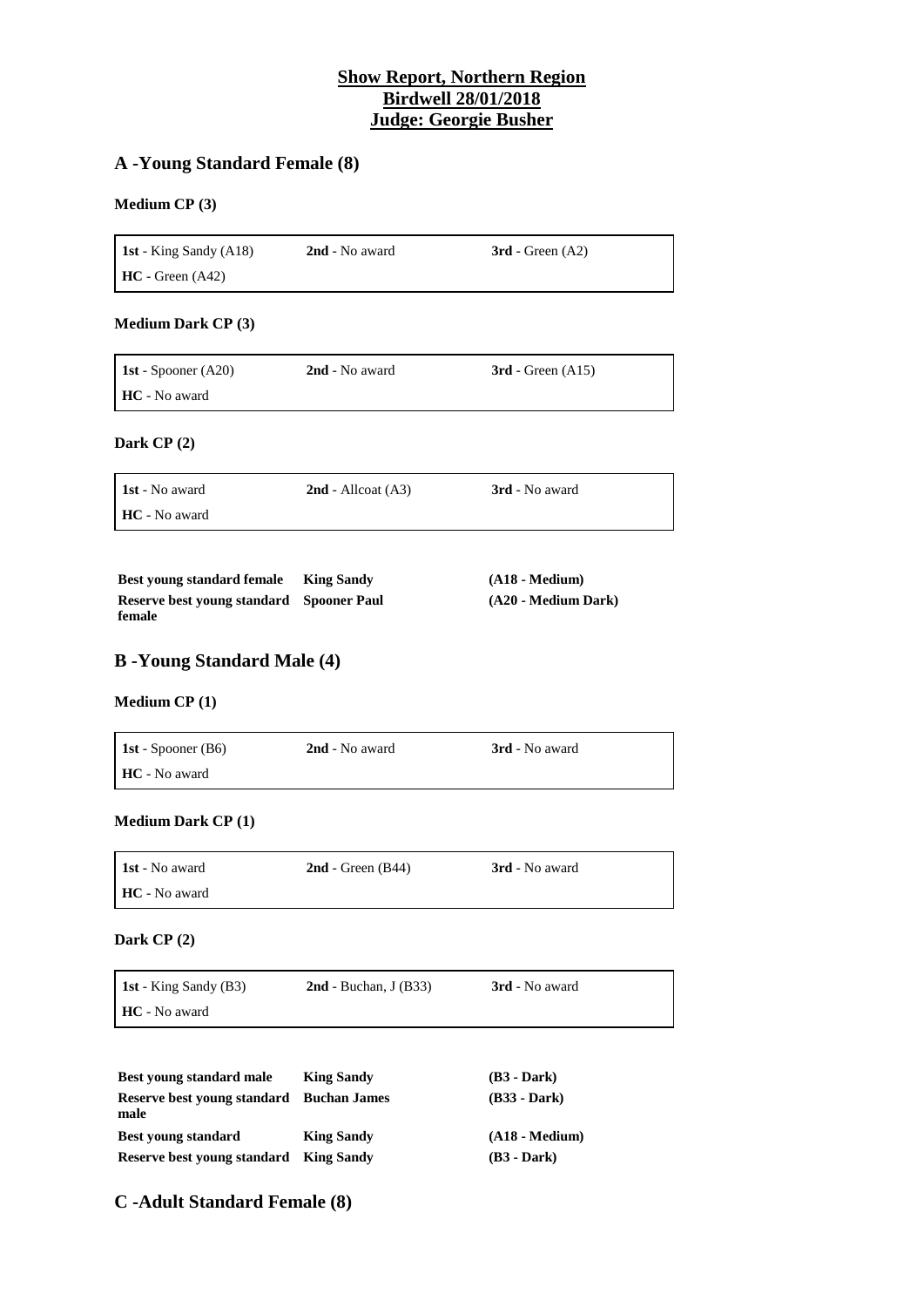**Show Report, Northern Region**
**Birdwell 28/01/2018**
**Judge: Georgie Busher**

## A -Young Standard Female (8)

### Medium CP (3)

| | | |
|---|---|---|
| **1st** - King Sandy (A18) | **2nd** - No award | **3rd** - Green (A2) |
| **HC** - Green (A42) | | |

### Medium Dark CP (3)

| | | |
|---|---|---|
| **1st** - Spooner (A20) | **2nd** - No award | **3rd** - Green (A15) |
| **HC** - No award | | |

### Dark CP (2)

| | | |
|---|---|---|
| **1st** - No award | **2nd** - Allcoat (A3) | **3rd** - No award |
| **HC** - No award | | |

| | | |
|---|---|---|
| **Best young standard female** | **King Sandy** | **(A18 - Medium)** |
| **Reserve best young standard female** | **Spooner Paul** | **(A20 - Medium Dark)** |

## B -Young Standard Male (4)

### Medium CP (1)

| | | |
|---|---|---|
| **1st** - Spooner (B6) | **2nd** - No award | **3rd** - No award |
| **HC** - No award | | |

### Medium Dark CP (1)

| | | |
|---|---|---|
| **1st** - No award | **2nd** - Green (B44) | **3rd** - No award |
| **HC** - No award | | |

### Dark CP (2)

| | | |
|---|---|---|
| **1st** - King Sandy (B3) | **2nd** - Buchan, J (B33) | **3rd** - No award |
| **HC** - No award | | |

| | | |
|---|---|---|
| **Best young standard male** | **King Sandy** | **(B3 - Dark)** |
| **Reserve best young standard male** | **Buchan James** | **(B33 - Dark)** |
| **Best young standard** | **King Sandy** | **(A18 - Medium)** |
| **Reserve best young standard** | **King Sandy** | **(B3 - Dark)** |

## C -Adult Standard Female (8)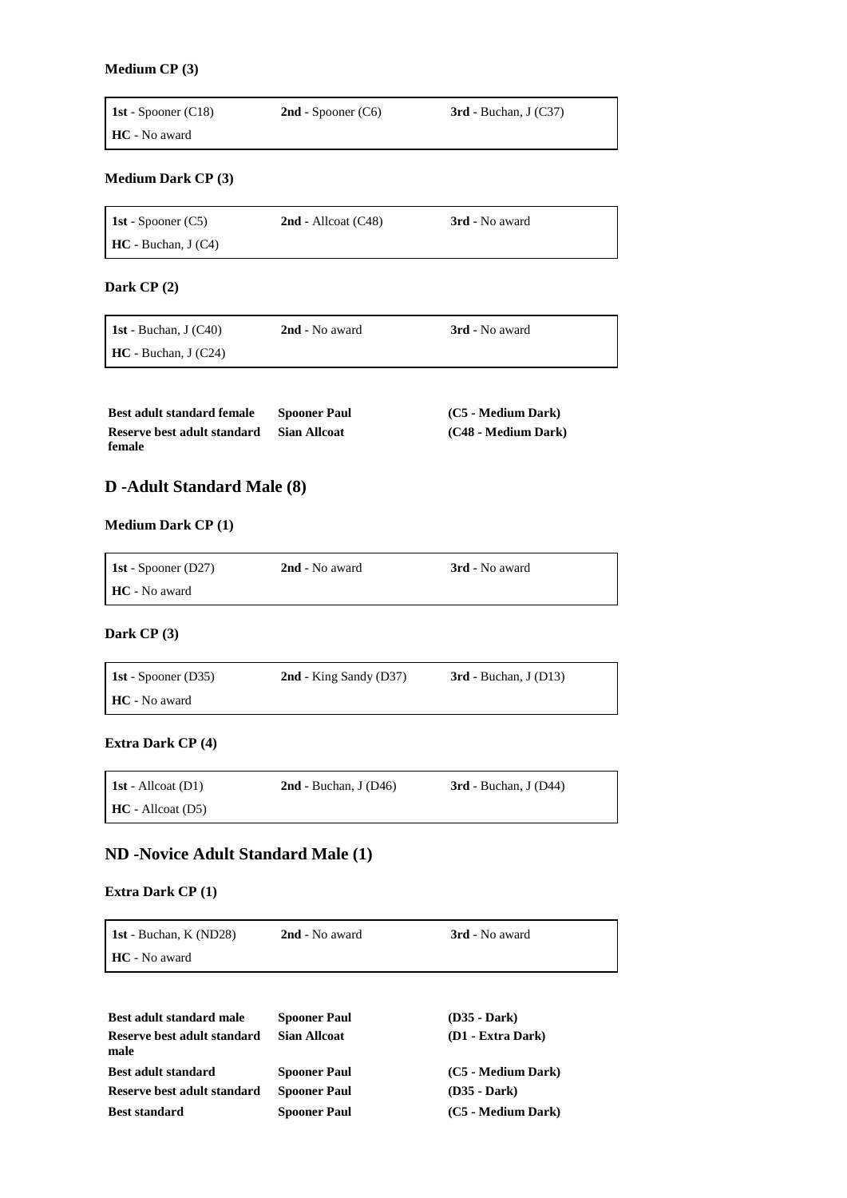**Medium CP (3)**

| **1st** - Spooner (C18) | **2nd** - Spooner (C6) | **3rd** - Buchan, J (C37) |
|---|---|---|
| **HC** - No award | | |

**Medium Dark CP (3)**

| **1st** - Spooner (C5) | **2nd** - Allcoat (C48) | **3rd** - No award |
|---|---|---|
| **HC** - Buchan, J (C4) | | |

**Dark CP (2)**

| **1st** - Buchan, J (C40) | **2nd** - No award | **3rd** - No award |
|---|---|---|
| **HC** - Buchan, J (C24) | | |

| **Best adult standard female** | **Spooner Paul** | **(C5 - Medium Dark)** |
|---|---|---|
| **Reserve best adult standard female** | **Sian Allcoat** | **(C48 - Medium Dark)** |

## D -Adult Standard Male (8)

**Medium Dark CP (1)**

| **1st** - Spooner (D27) | **2nd** - No award | **3rd** - No award |
|---|---|---|
| **HC** - No award | | |

**Dark CP (3)**

| **1st** - Spooner (D35) | **2nd** - King Sandy (D37) | **3rd** - Buchan, J (D13) |
|---|---|---|
| **HC** - No award | | |

**Extra Dark CP (4)**

| **1st** - Allcoat (D1) | **2nd** - Buchan, J (D46) | **3rd** - Buchan, J (D44) |
|---|---|---|
| **HC** - Allcoat (D5) | | |

## ND -Novice Adult Standard Male (1)

**Extra Dark CP (1)**

| **1st** - Buchan, K (ND28) | **2nd** - No award | **3rd** - No award |
|---|---|---|
| **HC** - No award | | |

| **Best adult standard male** | **Spooner Paul** | **(D35 - Dark)** |
|---|---|---|
| **Reserve best adult standard male** | **Sian Allcoat** | **(D1 - Extra Dark)** |
| **Best adult standard** | **Spooner Paul** | **(C5 - Medium Dark)** |
| **Reserve best adult standard** | **Spooner Paul** | **(D35 - Dark)** |
| **Best standard** | **Spooner Paul** | **(C5 - Medium Dark)** |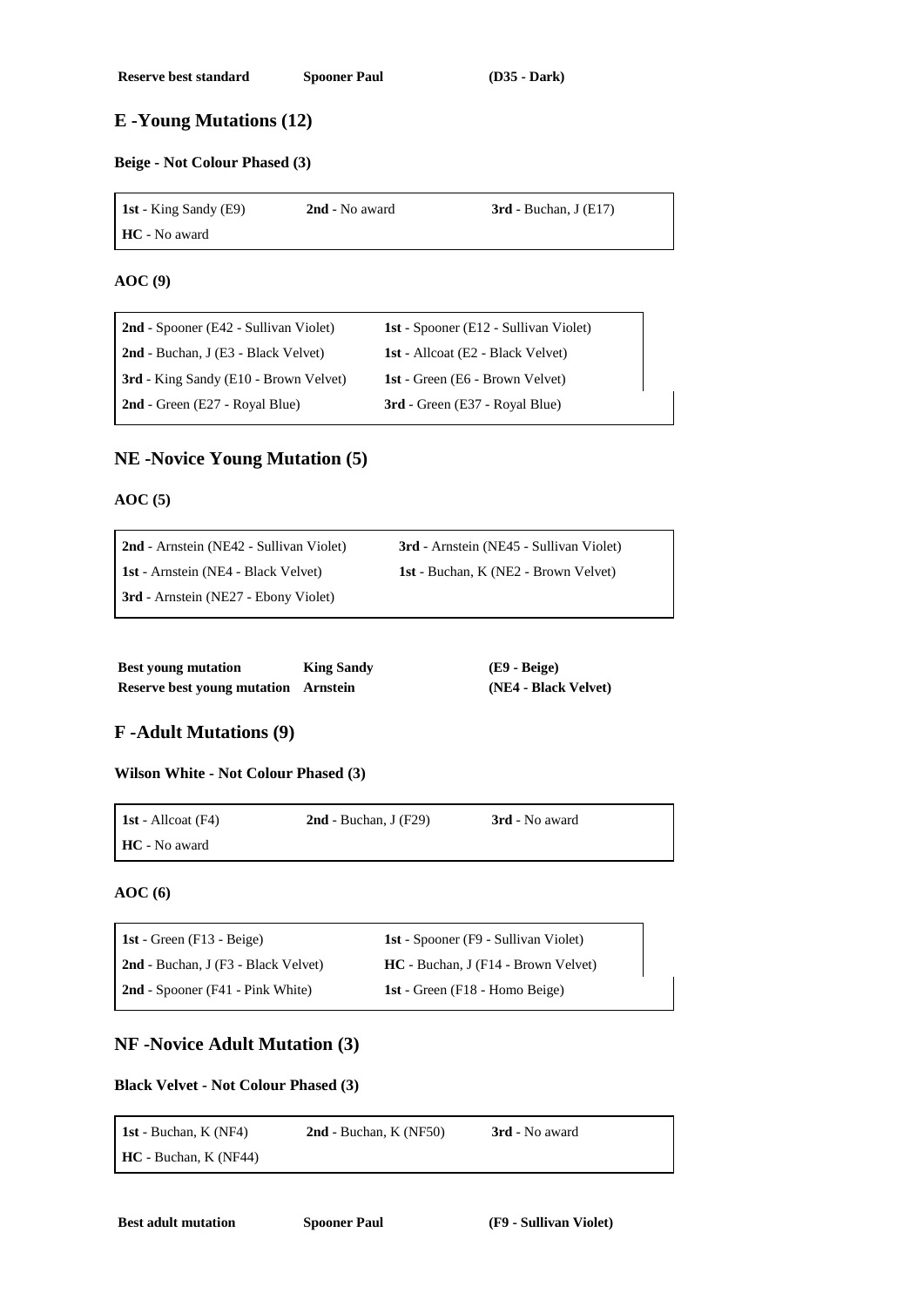| | | |
|---|---|---|
| **Reserve best standard** | **Spooner Paul** | **(D35 - Dark)** |

## E -Young Mutations (12)

### Beige - Not Colour Phased (3)

| | | |
|---|---|---|
| **1st** - King Sandy (E9) | **2nd** - No award | **3rd** - Buchan, J (E17) |
| **HC** - No award | | |

### AOC (9)

| | |
|---|---|
| **2nd** - Spooner (E42 - Sullivan Violet) | **1st** - Spooner (E12 - Sullivan Violet) |
| **2nd** - Buchan, J (E3 - Black Velvet) | **1st** - Allcoat (E2 - Black Velvet) |
| **3rd** - King Sandy (E10 - Brown Velvet) | **1st** - Green (E6 - Brown Velvet) |
| **2nd** - Green (E27 - Royal Blue) | **3rd** - Green (E37 - Royal Blue) |

## NE -Novice Young Mutation (5)

### AOC (5)

| | |
|---|---|
| **2nd** - Arnstein (NE42 - Sullivan Violet) | **3rd** - Arnstein (NE45 - Sullivan Violet) |
| **1st** - Arnstein (NE4 - Black Velvet) | **1st** - Buchan, K (NE2 - Brown Velvet) |
| **3rd** - Arnstein (NE27 - Ebony Violet) | |

| | | |
|---|---|---|
| **Best young mutation** | **King Sandy** | **(E9 - Beige)** |
| **Reserve best young mutation** | **Arnstein** | **(NE4 - Black Velvet)** |

## F -Adult Mutations (9)

### Wilson White - Not Colour Phased (3)

| | | |
|---|---|---|
| **1st** - Allcoat (F4) | **2nd** - Buchan, J (F29) | **3rd** - No award |
| **HC** - No award | | |

### AOC (6)

| | |
|---|---|
| **1st** - Green (F13 - Beige) | **1st** - Spooner (F9 - Sullivan Violet) |
| **2nd** - Buchan, J (F3 - Black Velvet) | **HC** - Buchan, J (F14 - Brown Velvet) |
| **2nd** - Spooner (F41 - Pink White) | **1st** - Green (F18 - Homo Beige) |

## NF -Novice Adult Mutation (3)

### Black Velvet - Not Colour Phased (3)

| | | |
|---|---|---|
| **1st** - Buchan, K (NF4) | **2nd** - Buchan, K (NF50) | **3rd** - No award |
| **HC** - Buchan, K (NF44) | | |

| | | |
|---|---|---|
| **Best adult mutation** | **Spooner Paul** | **(F9 - Sullivan Violet)** |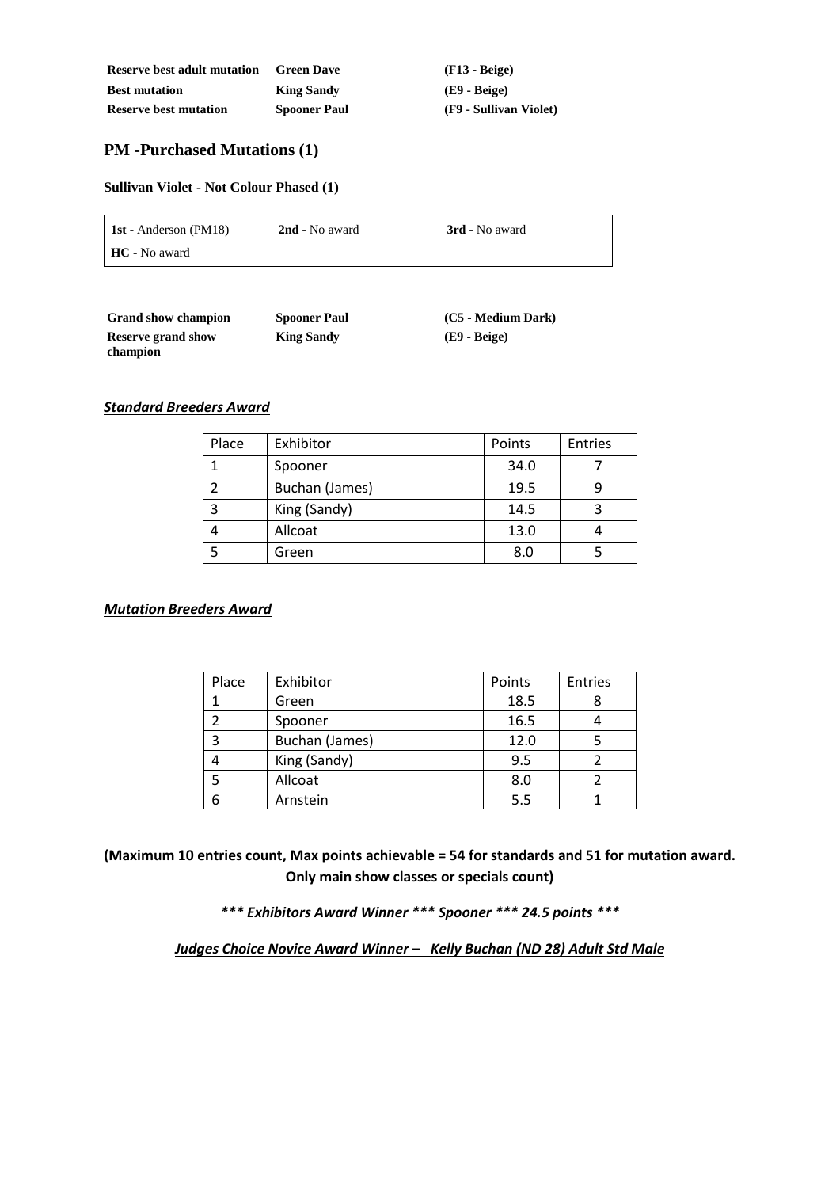| | | |
|---|---|---|
| **Reserve best adult mutation** | **Green Dave** | **(F13 - Beige)** |
| **Best mutation** | **King Sandy** | **(E9 - Beige)** |
| **Reserve best mutation** | **Spooner Paul** | **(F9 - Sullivan Violet)** |

## PM -Purchased Mutations (1)

### Sullivan Violet - Not Colour Phased (1)

| | | |
|---|---|---|
| **1st** - Anderson (PM18) | **2nd** - No award | **3rd** - No award |
| **HC** - No award | | |

| | | |
|---|---|---|
| **Grand show champion** | **Spooner Paul** | **(C5 - Medium Dark)** |
| **Reserve grand show champion** | **King Sandy** | **(E9 - Beige)** |

***Standard Breeders Award***

| Place | Exhibitor | Points | Entries |
|---|---|---|---|
| 1 | Spooner | 34.0 | 7 |
| 2 | Buchan (James) | 19.5 | 9 |
| 3 | King (Sandy) | 14.5 | 3 |
| 4 | Allcoat | 13.0 | 4 |
| 5 | Green | 8.0 | 5 |

***Mutation Breeders Award***

| Place | Exhibitor | Points | Entries |
|---|---|---|---|
| 1 | Green | 18.5 | 8 |
| 2 | Spooner | 16.5 | 4 |
| 3 | Buchan (James) | 12.0 | 5 |
| 4 | King (Sandy) | 9.5 | 2 |
| 5 | Allcoat | 8.0 | 2 |
| 6 | Arnstein | 5.5 | 1 |

**(Maximum 10 entries count, Max points achievable = 54 for standards and 51 for mutation award. Only main show classes or specials count)**

***\*\*\* Exhibitors Award Winner \*\*\* Spooner \*\*\* 24.5 points \*\*\****

***Judges Choice Novice Award Winner – Kelly Buchan (ND 28) Adult Std Male***